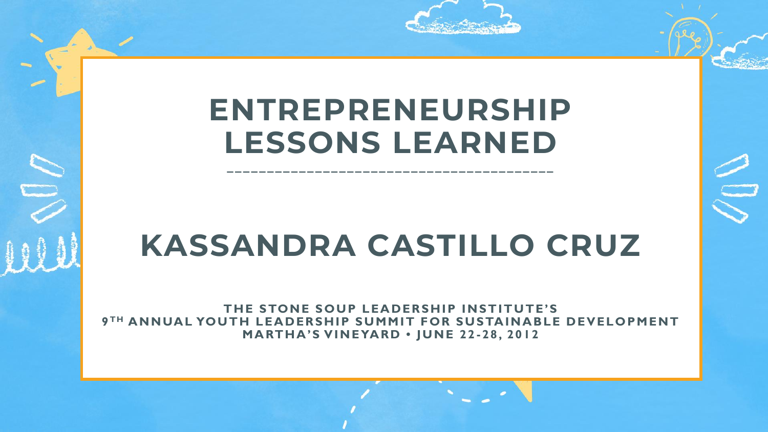# ENTREPRENEURSHIP LESSONS LEARNED

## KASSANDRA CASTILLO CRUZ

**THE STONE SOUP LEADERSHIP INSTITUTE'S**
**9TH ANNUAL YOUTH LEADERSHIP SUMMIT FOR SUSTAINABLE DEVELOPMENT**
**MARTHA'S VINEYARD • JUNE 22-28, 2012**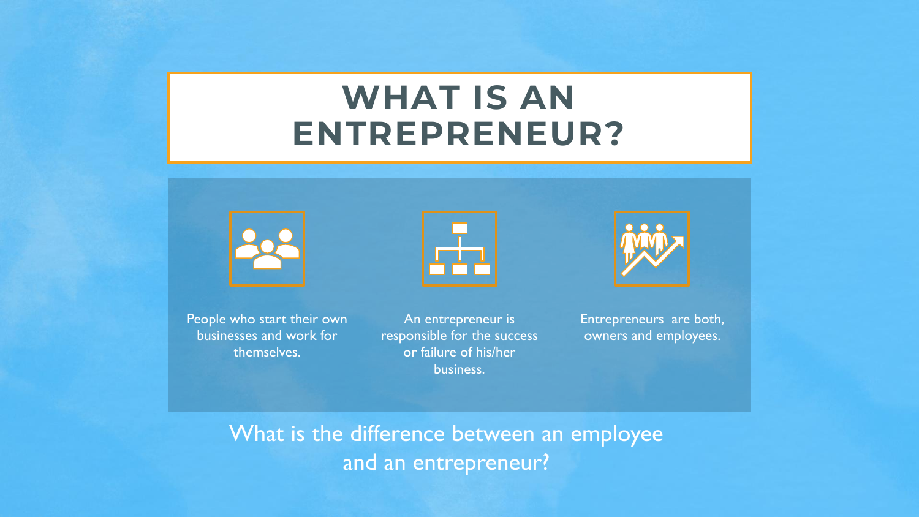# WHAT IS AN ENTREPRENEUR?

People who start their own businesses and work for themselves.

An entrepreneur is responsible for the success or failure of his/her business.

Entrepreneurs  are both, owners and employees.

What is the difference between an employee and an entrepreneur?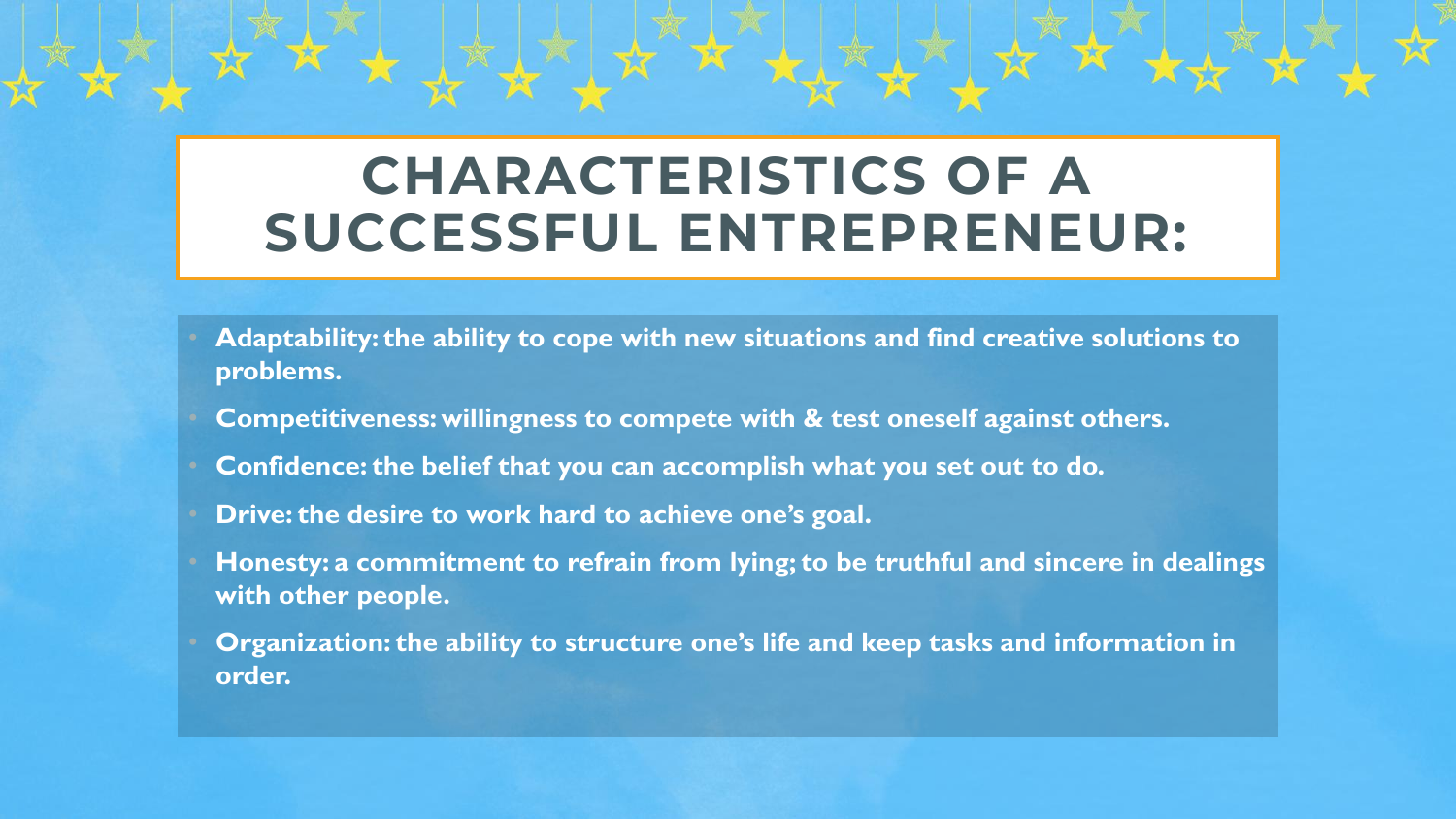# CHARACTERISTICS OF A SUCCESSFUL ENTREPRENEUR:

- **Adaptability: the ability to cope with new situations and find creative solutions to problems.**
- **Competitiveness: willingness to compete with & test oneself against others.**
- **Confidence: the belief that you can accomplish what you set out to do.**
- **Drive: the desire to work hard to achieve one's goal.**
- **Honesty: a commitment to refrain from lying; to be truthful and sincere in dealings with other people.**
- **Organization: the ability to structure one's life and keep tasks and information in order.**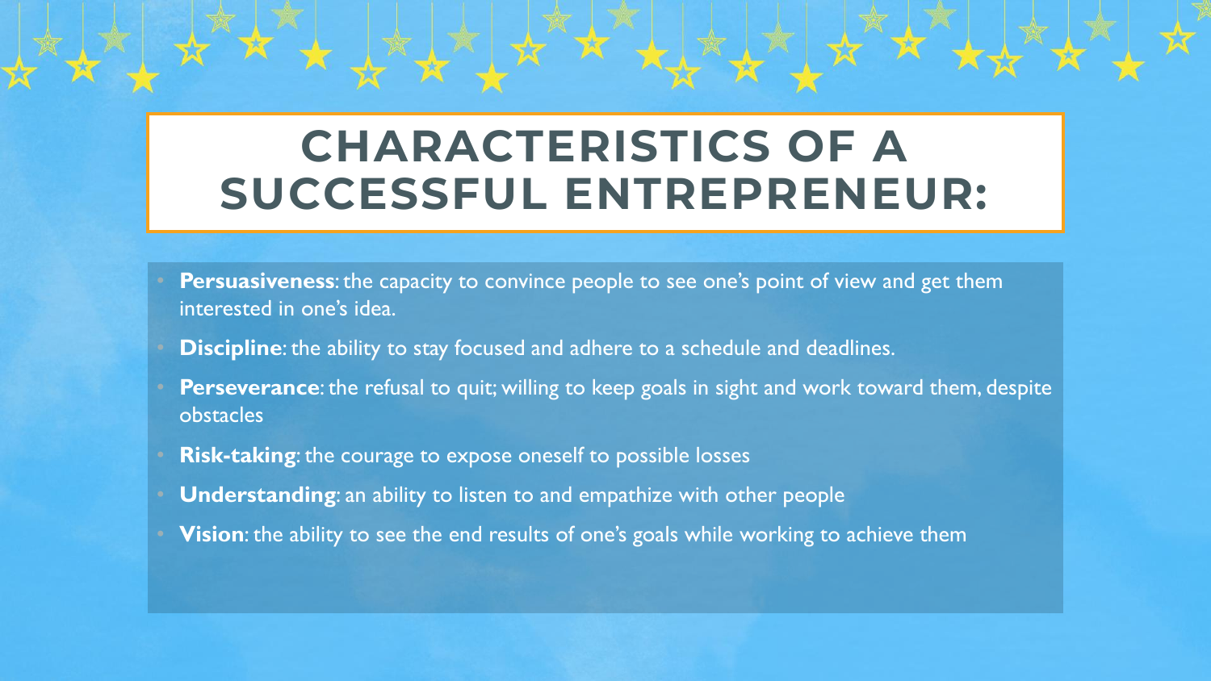# CHARACTERISTICS OF A SUCCESSFUL ENTREPRENEUR:

- **Persuasiveness**: the capacity to convince people to see one's point of view and get them interested in one's idea.
- **Discipline**: the ability to stay focused and adhere to a schedule and deadlines.
- **Perseverance**: the refusal to quit; willing to keep goals in sight and work toward them, despite obstacles
- **Risk-taking**: the courage to expose oneself to possible losses
- **Understanding**: an ability to listen to and empathize with other people
- **Vision**: the ability to see the end results of one's goals while working to achieve them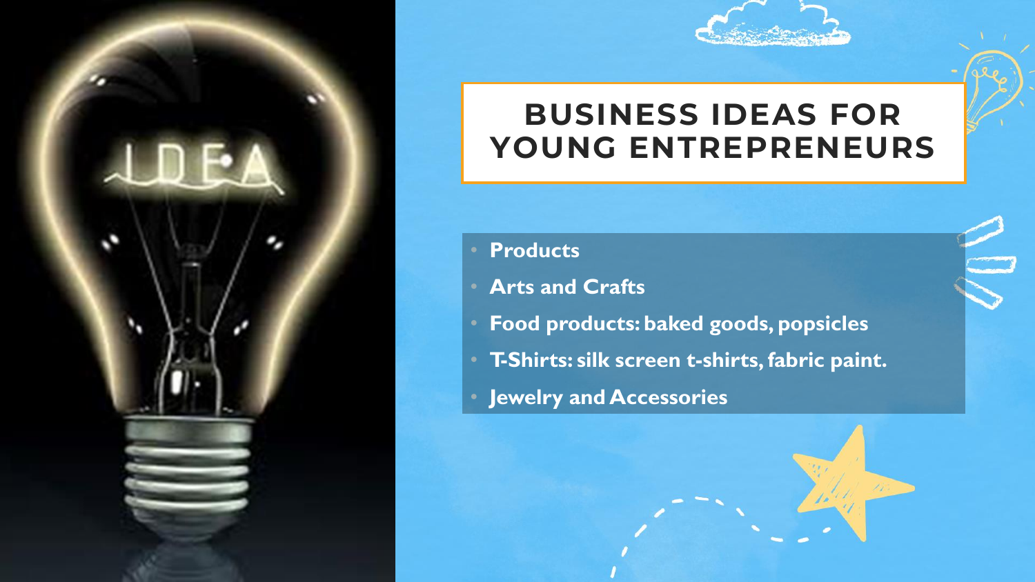# BUSINESS IDEAS FOR YOUNG ENTREPRENEURS

- **Products**
- **Arts and Crafts**
- **Food products: baked goods, popsicles**
- **T-Shirts: silk screen t-shirts, fabric paint.**
- **Jewelry and Accessories**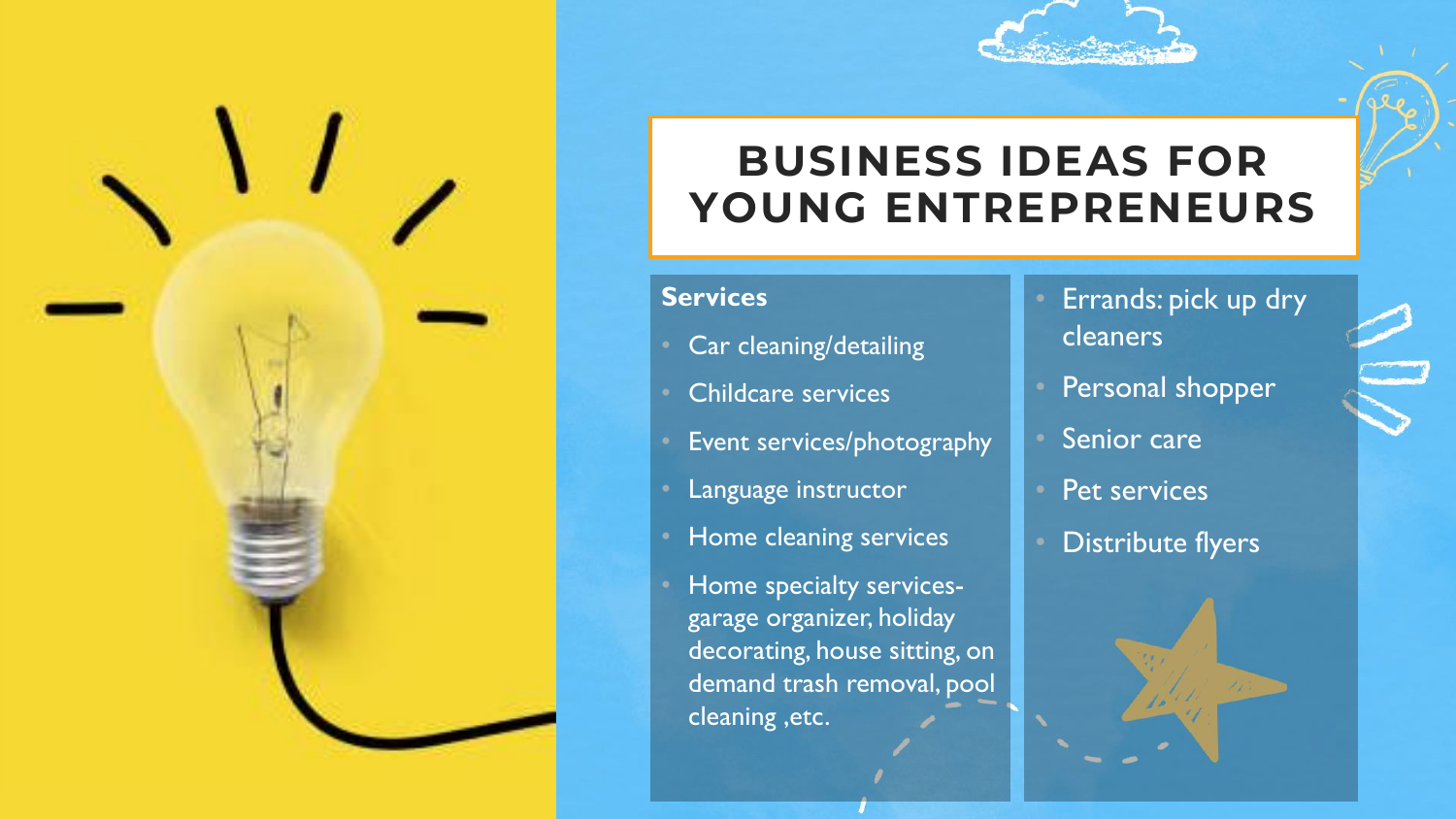# BUSINESS IDEAS FOR YOUNG ENTREPRENEURS

**Services**

- Car cleaning/detailing
- Childcare services
- Event services/photography
- Language instructor
- Home cleaning services
- Home specialty services- garage organizer, holiday decorating, house sitting, on demand trash removal, pool cleaning ,etc.
- Errands: pick up dry cleaners
- Personal shopper
- Senior care
- Pet services
- Distribute flyers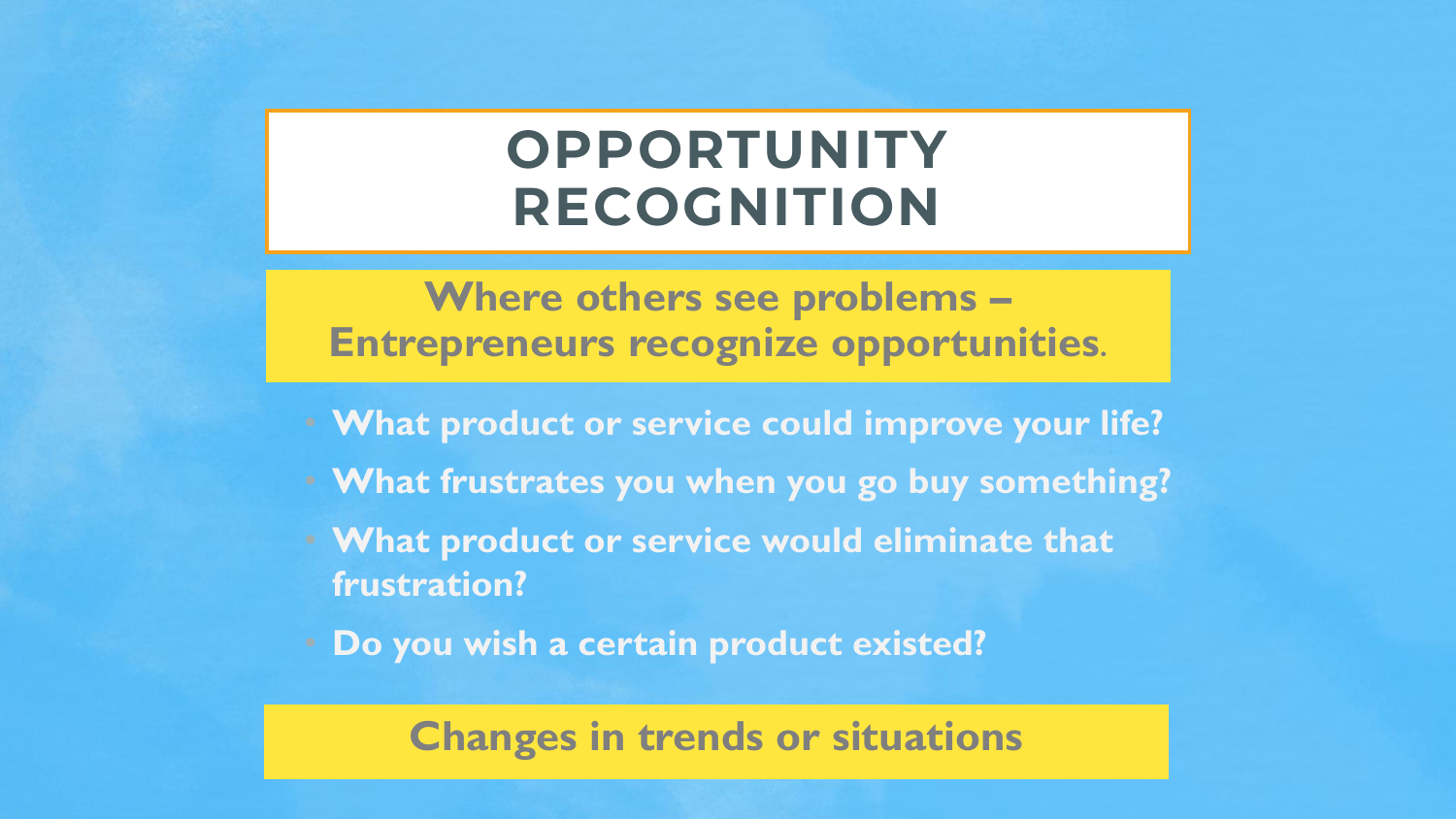# OPPORTUNITY RECOGNITION

**Where others see problems – Entrepreneurs recognize opportunities.**

- **What product or service could improve your life?**
- **What frustrates you when you go buy something?**
- **What product or service would eliminate that frustration?**
- **Do you wish a certain product existed?**

**Changes in trends or situations**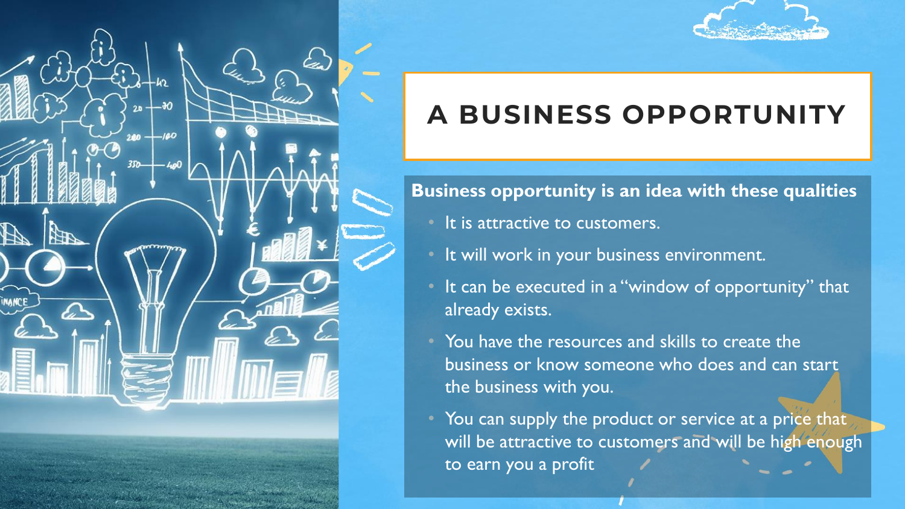# A BUSINESS OPPORTUNITY

**Business opportunity is an idea with these qualities**

- It is attractive to customers.
- It will work in your business environment.
- It can be executed in a "window of opportunity" that already exists.
- You have the resources and skills to create the business or know someone who does and can start the business with you.
- You can supply the product or service at a price that will be attractive to customers and will be high enough to earn you a profit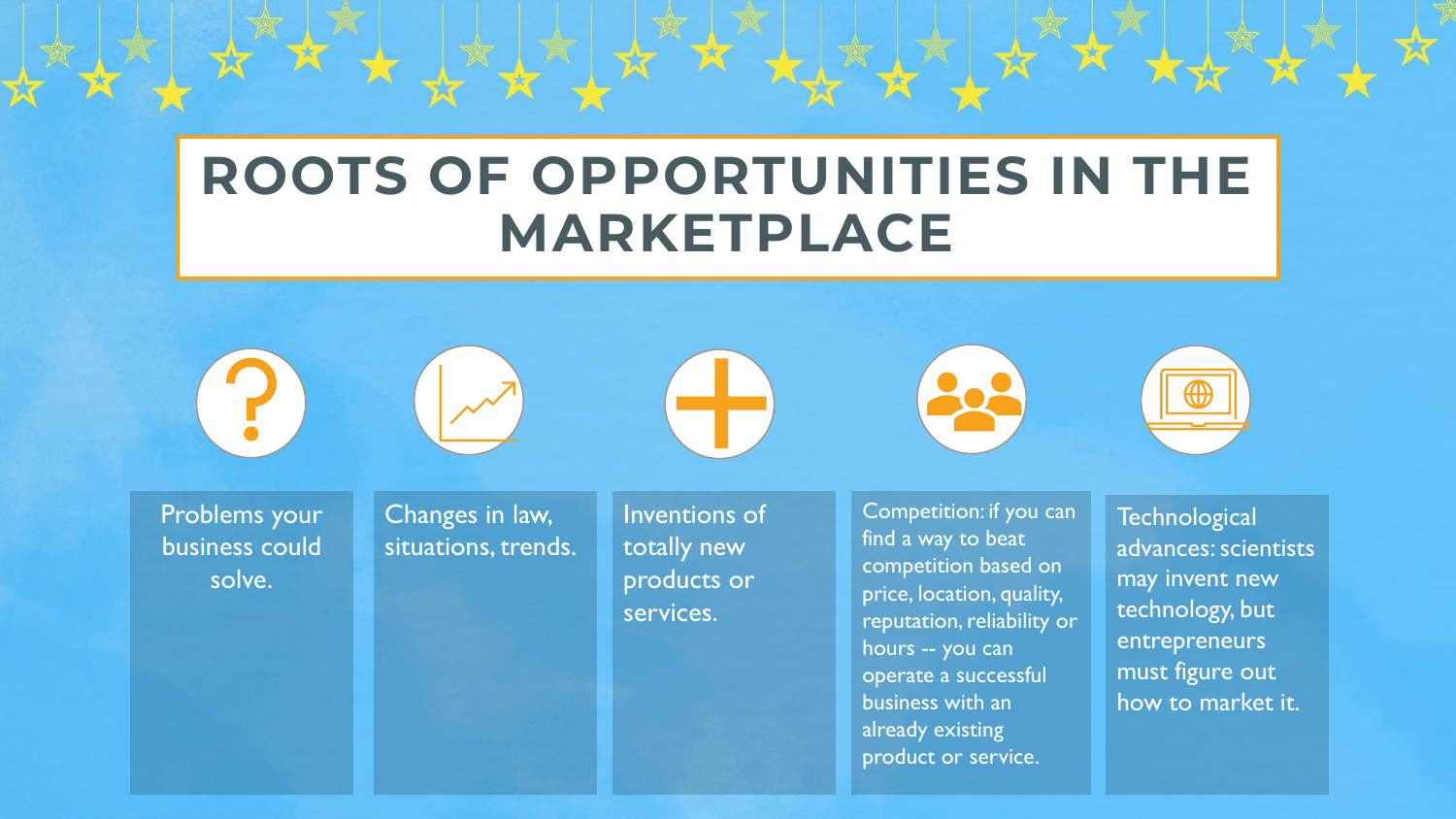# ROOTS OF OPPORTUNITIES IN THE MARKETPLACE

- Problems your business could solve.
- Changes in law, situations, trends.
- Inventions of totally new products or services.
- Competition: if you can find a way to beat competition based on price, location, quality, reputation, reliability or hours -- you can operate a successful business with an already existing product or service.
- Technological advances: scientists may invent new technology, but entrepreneurs must figure out how to market it.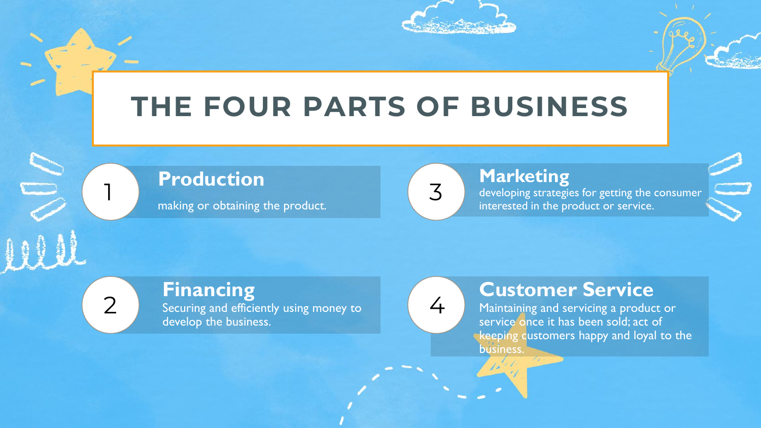# THE FOUR PARTS OF BUSINESS

1. **Production**

   making or obtaining the product.

2. **Financing**

   Securing and efficiently using money to develop the business.

3. **Marketing**

   developing strategies for getting the consumer interested in the product or service.

4. **Customer Service**

   Maintaining and servicing a product or service once it has been sold; act of keeping customers happy and loyal to the business.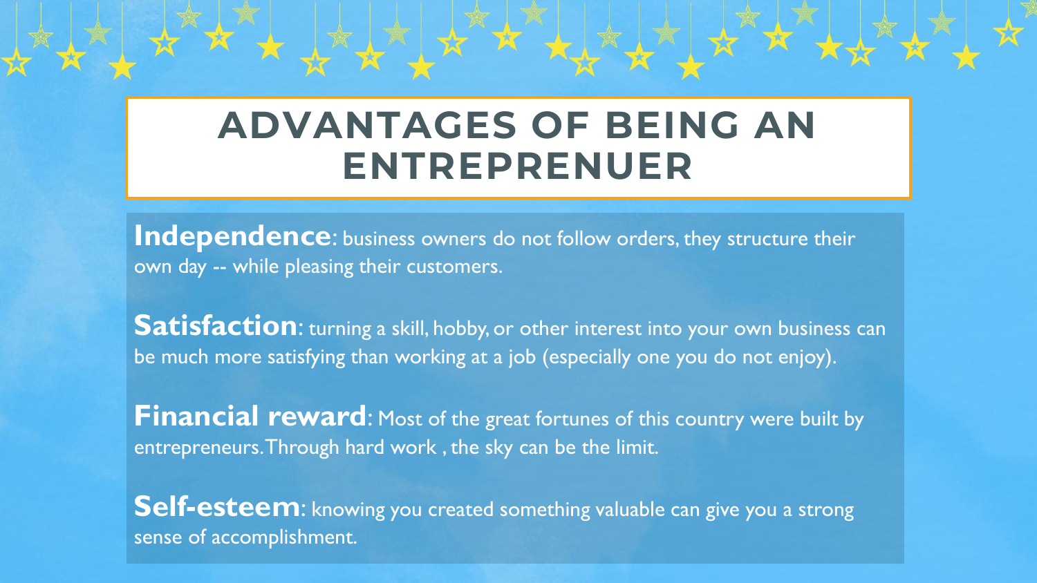# ADVANTAGES OF BEING AN ENTREPRENUER

**Independence**: business owners do not follow orders, they structure their own day -- while pleasing their customers.

**Satisfaction**: turning a skill, hobby, or other interest into your own business can be much more satisfying than working at a job (especially one you do not enjoy).

**Financial reward**: Most of the great fortunes of this country were built by entrepreneurs. Through hard work , the sky can be the limit.

**Self-esteem**: knowing you created something valuable can give you a strong sense of accomplishment.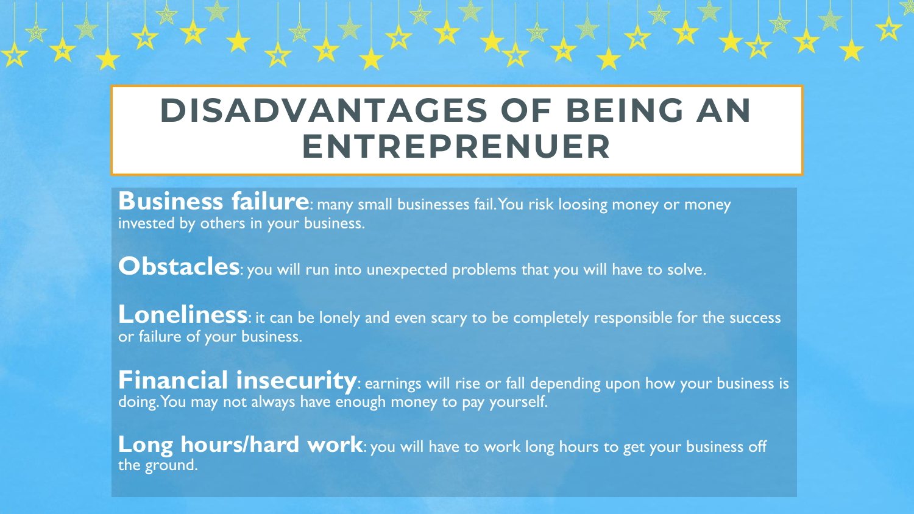# DISADVANTAGES OF BEING AN ENTREPRENUER

**Business failure**: many small businesses fail. You risk loosing money or money invested by others in your business.

**Obstacles**: you will run into unexpected problems that you will have to solve.

**Loneliness**: it can be lonely and even scary to be completely responsible for the success or failure of your business.

**Financial insecurity**: earnings will rise or fall depending upon how your business is doing. You may not always have enough money to pay yourself.

**Long hours/hard work**: you will have to work long hours to get your business off the ground.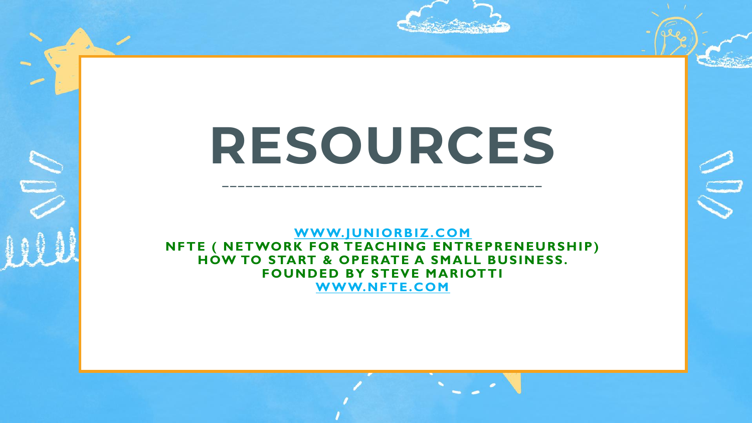# RESOURCES

---

**WWW.JUNIORBIZ.COM**
**NFTE ( NETWORK FOR TEACHING ENTREPRENEURSHIP)**
**HOW TO START & OPERATE A SMALL BUSINESS.**
**FOUNDED BY STEVE MARIOTTI**
**WWW.NFTE.COM**